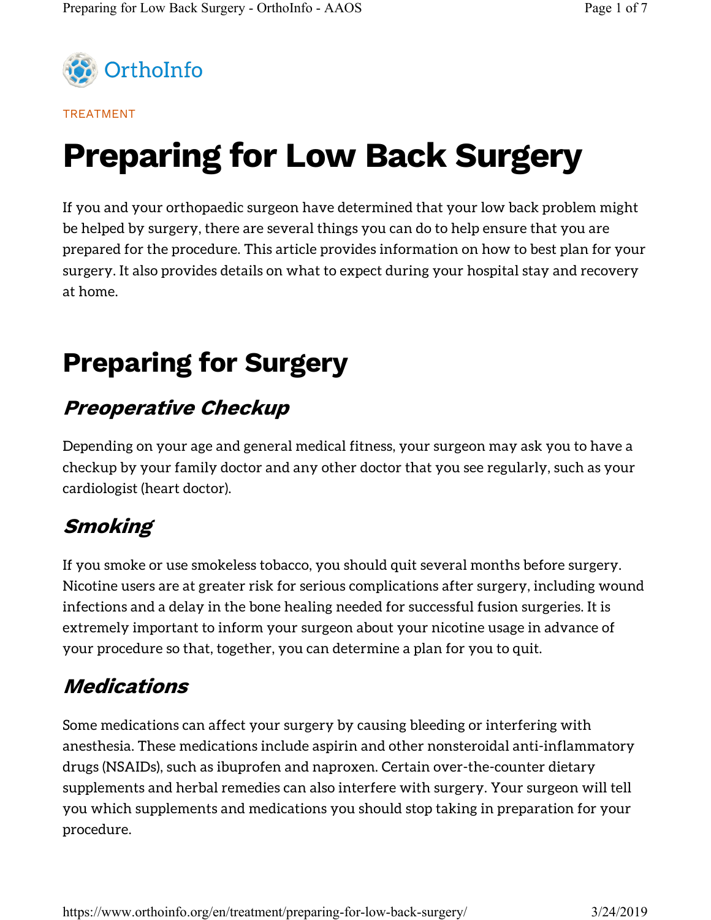OrthoInfo

TREATMENT

# Preparing for Low Back Surgery

If you and your orthopaedic surgeon have determined that your low back problem might be helped by surgery, there are several things you can do to help ensure that you are prepared for the procedure. This article provides information on how to best plan for your surgery. It also provides details on what to expect during your hospital stay and recovery at home.

## Preparing for Surgery

### *Preoperative Checkup*

Depending on your age and general medical fitness, your surgeon may ask you to have a checkup by your family doctor and any other doctor that you see regularly, such as your cardiologist (heart doctor).

### *Smoking*

If you smoke or use smokeless tobacco, you should quit several months before surgery. Nicotine users are at greater risk for serious complications after surgery, including wound infections and a delay in the bone healing needed for successful fusion surgeries. It is extremely important to inform your surgeon about your nicotine usage in advance of your procedure so that, together, you can determine a plan for you to quit.

### *Medications*

Some medications can affect your surgery by causing bleeding or interfering with anesthesia. These medications include aspirin and other nonsteroidal anti-inflammatory drugs (NSAIDs), such as ibuprofen and naproxen. Certain over-the-counter dietary supplements and herbal remedies can also interfere with surgery. Your surgeon will tell you which supplements and medications you should stop taking in preparation for your procedure.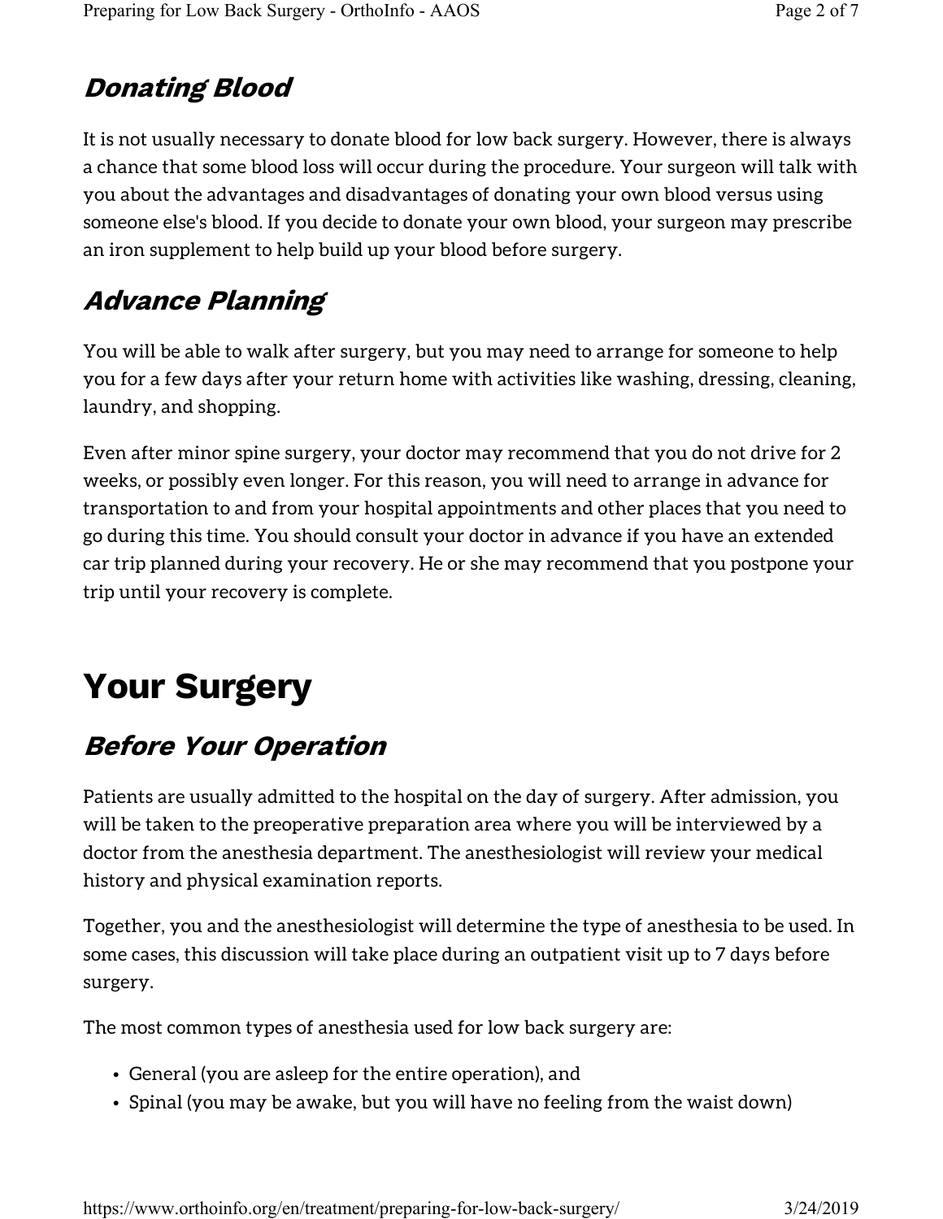## *Donating Blood*

It is not usually necessary to donate blood for low back surgery. However, there is always a chance that some blood loss will occur during the procedure. Your surgeon will talk with you about the advantages and disadvantages of donating your own blood versus using someone else's blood. If you decide to donate your own blood, your surgeon may prescribe an iron supplement to help build up your blood before surgery.

## *Advance Planning*

You will be able to walk after surgery, but you may need to arrange for someone to help you for a few days after your return home with activities like washing, dressing, cleaning, laundry, and shopping.

Even after minor spine surgery, your doctor may recommend that you do not drive for 2 weeks, or possibly even longer. For this reason, you will need to arrange in advance for transportation to and from your hospital appointments and other places that you need to go during this time. You should consult your doctor in advance if you have an extended car trip planned during your recovery. He or she may recommend that you postpone your trip until your recovery is complete.

# Your Surgery

## *Before Your Operation*

Patients are usually admitted to the hospital on the day of surgery. After admission, you will be taken to the preoperative preparation area where you will be interviewed by a doctor from the anesthesia department. The anesthesiologist will review your medical history and physical examination reports.

Together, you and the anesthesiologist will determine the type of anesthesia to be used. In some cases, this discussion will take place during an outpatient visit up to 7 days before surgery.

The most common types of anesthesia used for low back surgery are:

- General (you are asleep for the entire operation), and
- Spinal (you may be awake, but you will have no feeling from the waist down)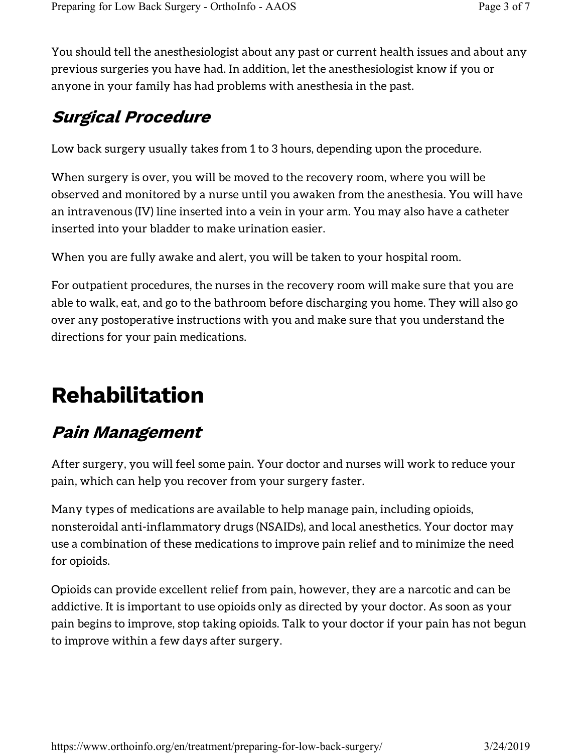You should tell the anesthesiologist about any past or current health issues and about any previous surgeries you have had. In addition, let the anesthesiologist know if you or anyone in your family has had problems with anesthesia in the past.

## *Surgical Procedure*

Low back surgery usually takes from 1 to 3 hours, depending upon the procedure.

When surgery is over, you will be moved to the recovery room, where you will be observed and monitored by a nurse until you awaken from the anesthesia. You will have an intravenous (IV) line inserted into a vein in your arm. You may also have a catheter inserted into your bladder to make urination easier.

When you are fully awake and alert, you will be taken to your hospital room.

For outpatient procedures, the nurses in the recovery room will make sure that you are able to walk, eat, and go to the bathroom before discharging you home. They will also go over any postoperative instructions with you and make sure that you understand the directions for your pain medications.

# Rehabilitation

## *Pain Management*

After surgery, you will feel some pain. Your doctor and nurses will work to reduce your pain, which can help you recover from your surgery faster.

Many types of medications are available to help manage pain, including opioids, nonsteroidal anti-inflammatory drugs (NSAIDs), and local anesthetics. Your doctor may use a combination of these medications to improve pain relief and to minimize the need for opioids.

Opioids can provide excellent relief from pain, however, they are a narcotic and can be addictive. It is important to use opioids only as directed by your doctor. As soon as your pain begins to improve, stop taking opioids. Talk to your doctor if your pain has not begun to improve within a few days after surgery.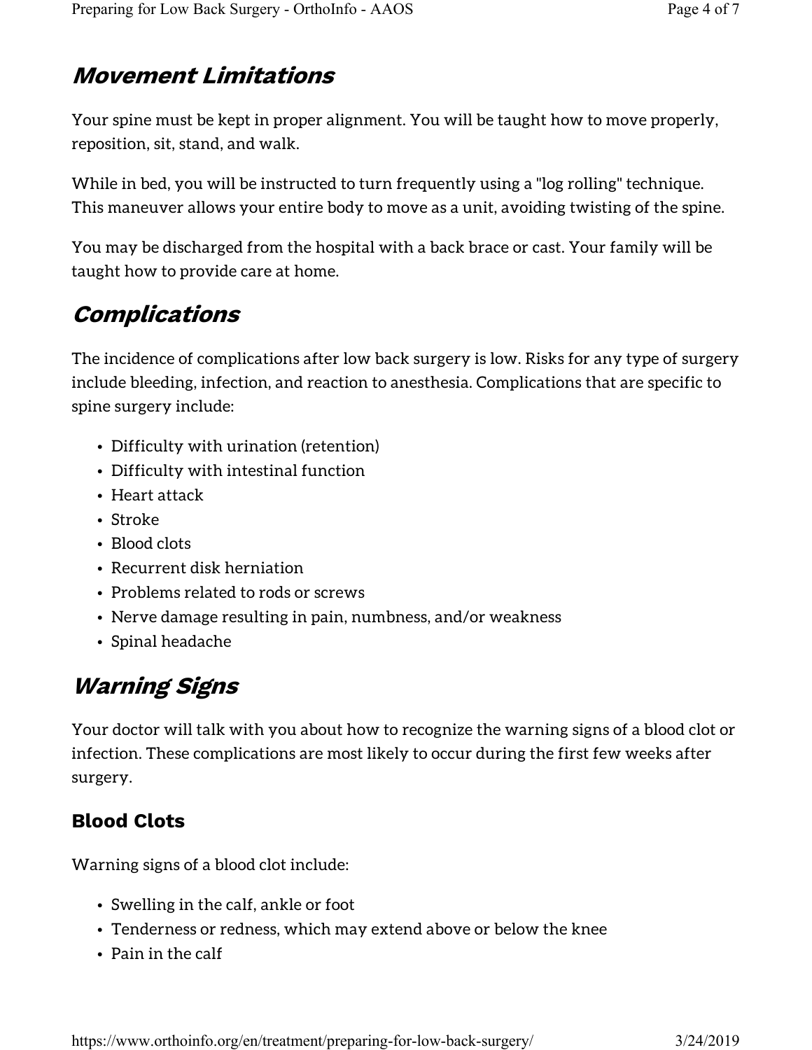## *Movement Limitations*

Your spine must be kept in proper alignment. You will be taught how to move properly, reposition, sit, stand, and walk.

While in bed, you will be instructed to turn frequently using a "log rolling" technique. This maneuver allows your entire body to move as a unit, avoiding twisting of the spine.

You may be discharged from the hospital with a back brace or cast. Your family will be taught how to provide care at home.

## *Complications*

The incidence of complications after low back surgery is low. Risks for any type of surgery include bleeding, infection, and reaction to anesthesia. Complications that are specific to spine surgery include:

- Difficulty with urination (retention)
- Difficulty with intestinal function
- Heart attack
- Stroke
- Blood clots
- Recurrent disk herniation
- Problems related to rods or screws
- Nerve damage resulting in pain, numbness, and/or weakness
- Spinal headache

## *Warning Signs*

Your doctor will talk with you about how to recognize the warning signs of a blood clot or infection. These complications are most likely to occur during the first few weeks after surgery.

### Blood Clots

Warning signs of a blood clot include:

- Swelling in the calf, ankle or foot
- Tenderness or redness, which may extend above or below the knee
- Pain in the calf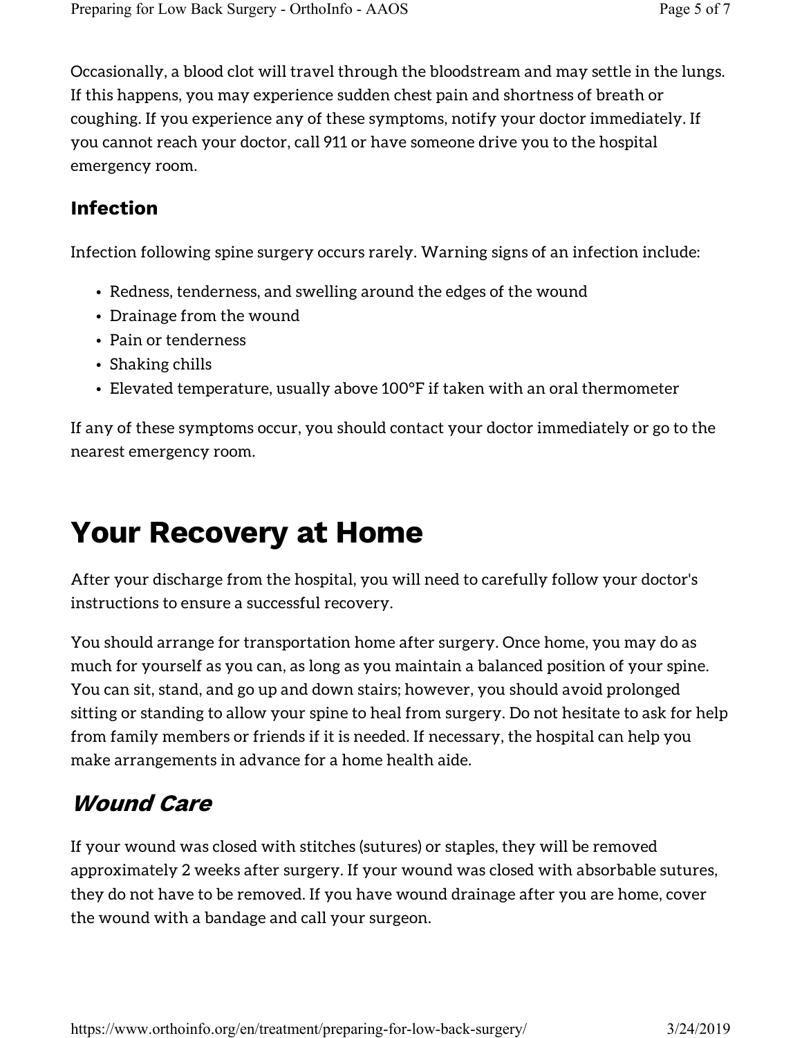Occasionally, a blood clot will travel through the bloodstream and may settle in the lungs. If this happens, you may experience sudden chest pain and shortness of breath or coughing. If you experience any of these symptoms, notify your doctor immediately. If you cannot reach your doctor, call 911 or have someone drive you to the hospital emergency room.

### Infection

Infection following spine surgery occurs rarely. Warning signs of an infection include:

- Redness, tenderness, and swelling around the edges of the wound
- Drainage from the wound
- Pain or tenderness
- Shaking chills
- Elevated temperature, usually above 100°F if taken with an oral thermometer

If any of these symptoms occur, you should contact your doctor immediately or go to the nearest emergency room.

# Your Recovery at Home

After your discharge from the hospital, you will need to carefully follow your doctor's instructions to ensure a successful recovery.

You should arrange for transportation home after surgery. Once home, you may do as much for yourself as you can, as long as you maintain a balanced position of your spine. You can sit, stand, and go up and down stairs; however, you should avoid prolonged sitting or standing to allow your spine to heal from surgery. Do not hesitate to ask for help from family members or friends if it is needed. If necessary, the hospital can help you make arrangements in advance for a home health aide.

## *Wound Care*

If your wound was closed with stitches (sutures) or staples, they will be removed approximately 2 weeks after surgery. If your wound was closed with absorbable sutures, they do not have to be removed. If you have wound drainage after you are home, cover the wound with a bandage and call your surgeon.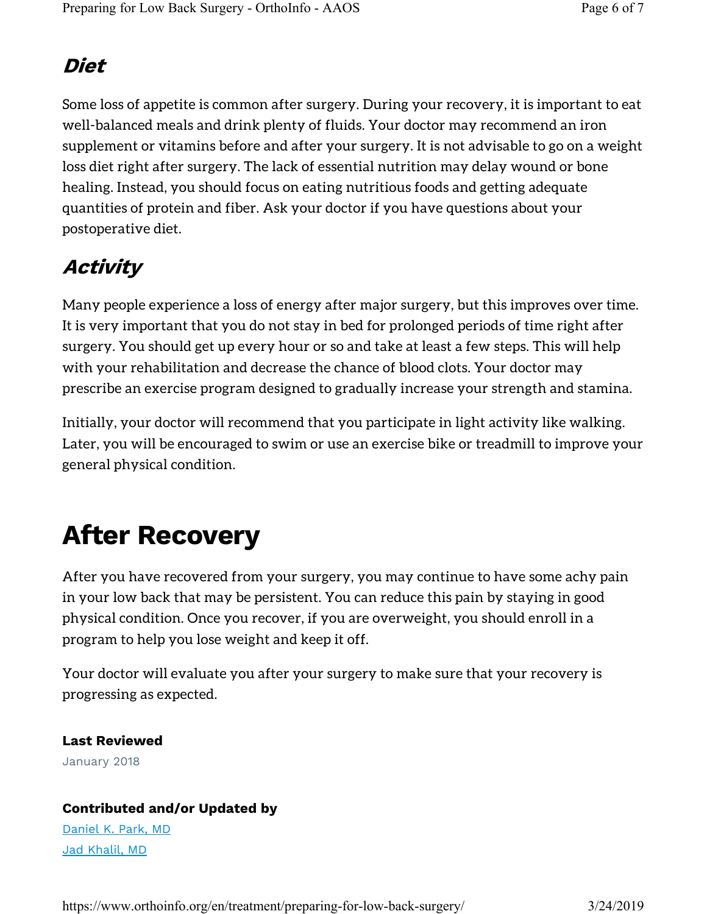### *Diet*

Some loss of appetite is common after surgery. During your recovery, it is important to eat well-balanced meals and drink plenty of fluids. Your doctor may recommend an iron supplement or vitamins before and after your surgery. It is not advisable to go on a weight loss diet right after surgery. The lack of essential nutrition may delay wound or bone healing. Instead, you should focus on eating nutritious foods and getting adequate quantities of protein and fiber. Ask your doctor if you have questions about your postoperative diet.

### *Activity*

Many people experience a loss of energy after major surgery, but this improves over time. It is very important that you do not stay in bed for prolonged periods of time right after surgery. You should get up every hour or so and take at least a few steps. This will help with your rehabilitation and decrease the chance of blood clots. Your doctor may prescribe an exercise program designed to gradually increase your strength and stamina.

Initially, your doctor will recommend that you participate in light activity like walking. Later, you will be encouraged to swim or use an exercise bike or treadmill to improve your general physical condition.

## After Recovery

After you have recovered from your surgery, you may continue to have some achy pain in your low back that may be persistent. You can reduce this pain by staying in good physical condition. Once you recover, if you are overweight, you should enroll in a program to help you lose weight and keep it off.

Your doctor will evaluate you after your surgery to make sure that your recovery is progressing as expected.

**Last Reviewed**

January 2018

**Contributed and/or Updated by**

Daniel K. Park, MD

Jad Khalil, MD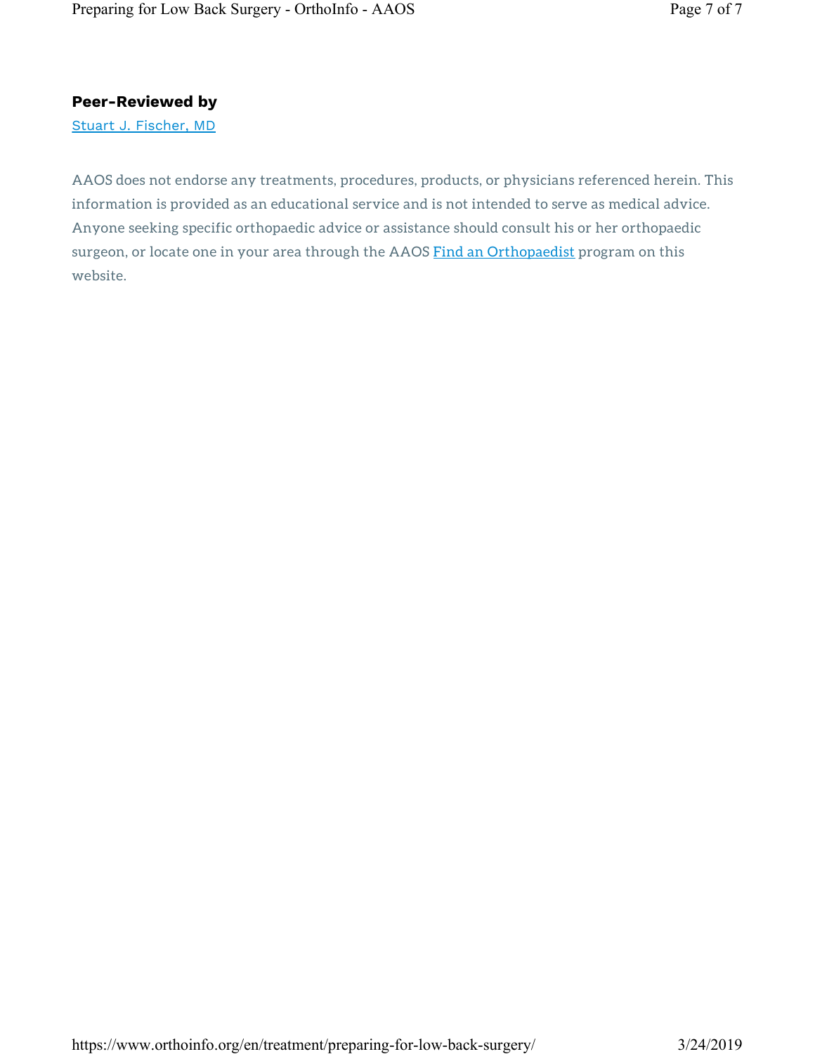**Peer-Reviewed by**

[Stuart J. Fischer, MD]

AAOS does not endorse any treatments, procedures, products, or physicians referenced herein. This information is provided as an educational service and is not intended to serve as medical advice. Anyone seeking specific orthopaedic advice or assistance should consult his or her orthopaedic surgeon, or locate one in your area through the AAOS Find an Orthopaedist program on this website.